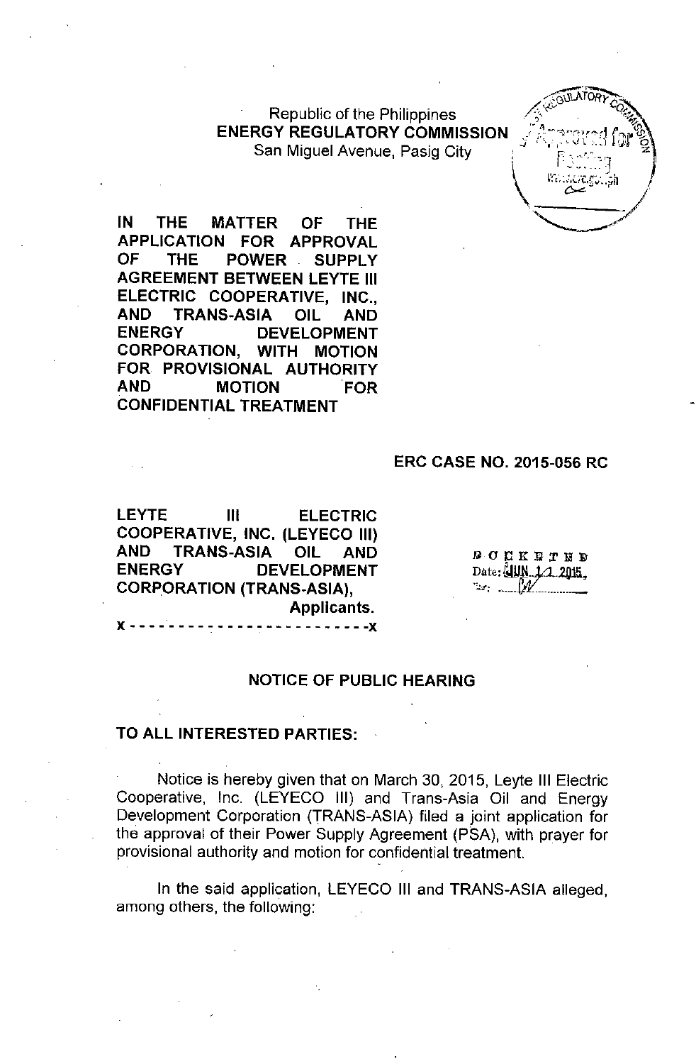Republic of the Philippines
**ENERGY REGULATORY COMMISSION**
San Miguel Avenue, Pasig City

**IN THE MATTER OF THE APPLICATION FOR APPROVAL OF THE POWER SUPPLY AGREEMENT BETWEEN LEYTE III ELECTRIC COOPERATIVE, INC., AND TRANS-ASIA OIL AND ENERGY DEVELOPMENT CORPORATION, WITH MOTION FOR PROVISIONAL AUTHORITY AND MOTION FOR CONFIDENTIAL TREATMENT**

**ERC CASE NO. 2015-056 RC**

**LEYTE III ELECTRIC COOPERATIVE, INC. (LEYECO III) AND TRANS-ASIA OIL AND ENERGY DEVELOPMENT CORPORATION (TRANS-ASIA),**
**Applicants.**
x - - - - - - - - - - - - - - - - - - - - - - - - - x

DOCKETED
Date: JUN 11 2015

## NOTICE OF PUBLIC HEARING

**TO ALL INTERESTED PARTIES:**

Notice is hereby given that on March 30, 2015, Leyte III Electric Cooperative, Inc. (LEYECO III) and Trans-Asia Oil and Energy Development Corporation (TRANS-ASIA) filed a joint application for the approval of their Power Supply Agreement (PSA), with prayer for provisional authority and motion for confidential treatment.

In the said application, LEYECO III and TRANS-ASIA alleged, among others, the following: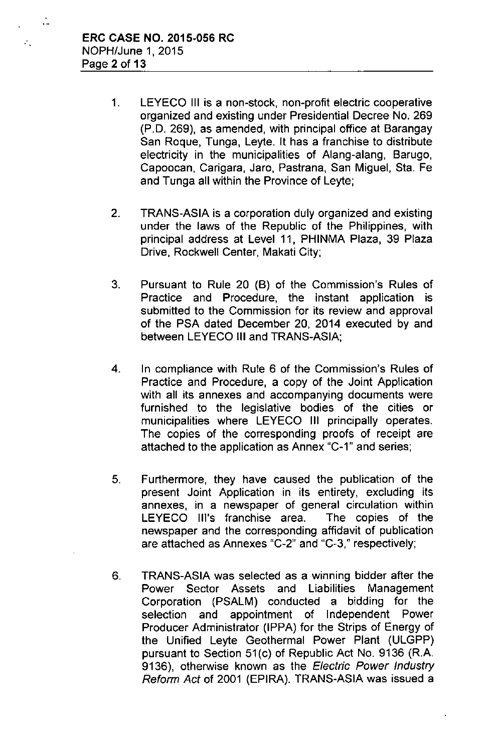1. LEYECO III is a non-stock, non-profit electric cooperative organized and existing under Presidential Decree No. 269 (P.D. 269), as amended, with principal office at Barangay San Roque, Tunga, Leyte. It has a franchise to distribute electricity in the municipalities of Alang-alang, Barugo, Capoocan, Carigara, Jaro, Pastrana, San Miguel, Sta. Fe and Tunga all within the Province of Leyte;

2. TRANS-ASIA is a corporation duly organized and existing under the laws of the Republic of the Philippines, with principal address at Level 11, PHINMA Plaza, 39 Plaza Drive, Rockwell Center, Makati City;

3. Pursuant to Rule 20 (B) of the Commission's Rules of Practice and Procedure, the instant application is submitted to the Commission for its review and approval of the PSA dated December 20, 2014 executed by and between LEYECO III and TRANS-ASIA;

4. In compliance with Rule 6 of the Commission's Rules of Practice and Procedure, a copy of the Joint Application with all its annexes and accompanying documents were furnished to the legislative bodies of the cities or municipalities where LEYECO III principally operates. The copies of the corresponding proofs of receipt are attached to the application as Annex "C-1" and series;

5. Furthermore, they have caused the publication of the present Joint Application in its entirety, excluding its annexes, in a newspaper of general circulation within LEYECO III's franchise area. The copies of the newspaper and the corresponding affidavit of publication are attached as Annexes "C-2" and "C-3," respectively;

6. TRANS-ASIA was selected as a winning bidder after the Power Sector Assets and Liabilities Management Corporation (PSALM) conducted a bidding for the selection and appointment of Independent Power Producer Administrator (IPPA) for the Strips of Energy of the Unified Leyte Geothermal Power Plant (ULGPP) pursuant to Section 51(c) of Republic Act No. 9136 (R.A. 9136), otherwise known as the *Electric Power Industry Reform Act* of 2001 (EPIRA). TRANS-ASIA was issued a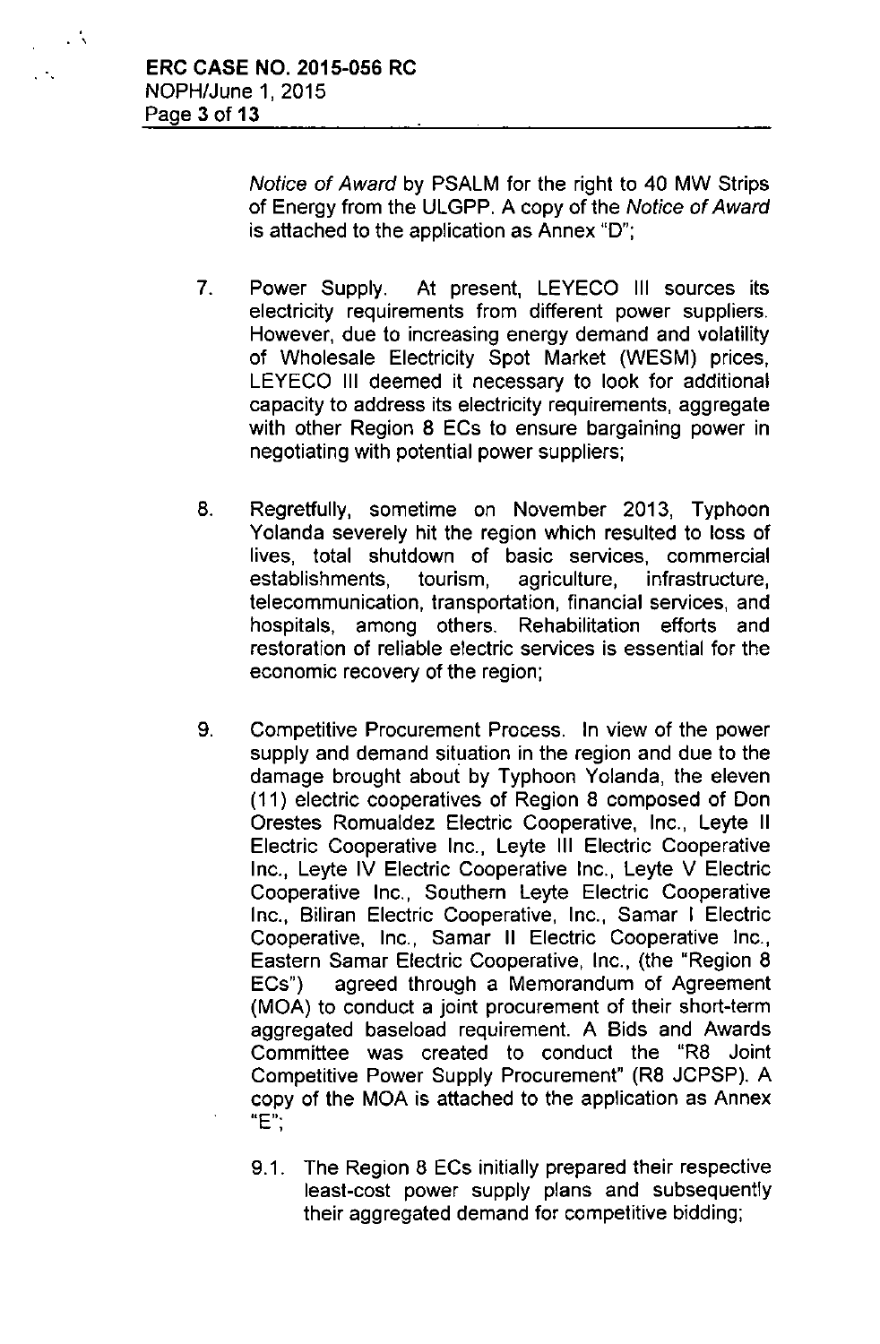*Notice of Award* by PSALM for the right to 40 MW Strips of Energy from the ULGPP. A copy of the *Notice of Award* is attached to the application as Annex "D";

7. Power Supply. At present, LEYECO III sources its electricity requirements from different power suppliers. However, due to increasing energy demand and volatility of Wholesale Electricity Spot Market (WESM) prices, LEYECO III deemed it necessary to look for additional capacity to address its electricity requirements, aggregate with other Region 8 ECs to ensure bargaining power in negotiating with potential power suppliers;

8. Regretfully, sometime on November 2013, Typhoon Yolanda severely hit the region which resulted to loss of lives, total shutdown of basic services, commercial establishments, tourism, agriculture, infrastructure, telecommunication, transportation, financial services, and hospitals, among others. Rehabilitation efforts and restoration of reliable electric services is essential for the economic recovery of the region;

9. Competitive Procurement Process. In view of the power supply and demand situation in the region and due to the damage brought about by Typhoon Yolanda, the eleven (11) electric cooperatives of Region 8 composed of Don Orestes Romualdez Electric Cooperative, Inc., Leyte II Electric Cooperative Inc., Leyte III Electric Cooperative Inc., Leyte IV Electric Cooperative Inc., Leyte V Electric Cooperative Inc., Southern Leyte Electric Cooperative Inc., Biliran Electric Cooperative, Inc., Samar I Electric Cooperative, Inc., Samar II Electric Cooperative Inc., Eastern Samar Electric Cooperative, Inc., (the "Region 8 ECs") agreed through a Memorandum of Agreement (MOA) to conduct a joint procurement of their short-term aggregated baseload requirement. A Bids and Awards Committee was created to conduct the "R8 Joint Competitive Power Supply Procurement" (R8 JCPSP). A copy of the MOA is attached to the application as Annex "E";

   9.1. The Region 8 ECs initially prepared their respective least-cost power supply plans and subsequently their aggregated demand for competitive bidding;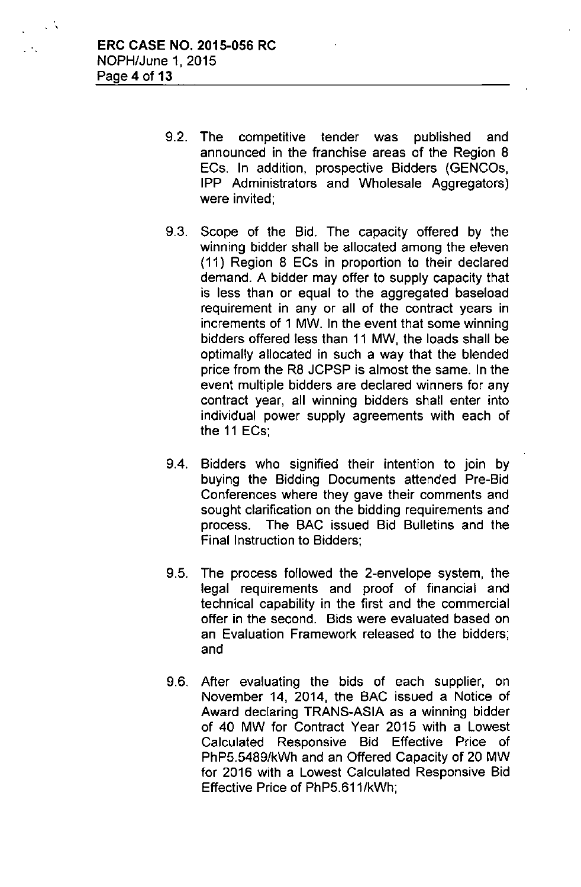9.2. The competitive tender was published and announced in the franchise areas of the Region 8 ECs. In addition, prospective Bidders (GENCOs, IPP Administrators and Wholesale Aggregators) were invited;

9.3. Scope of the Bid. The capacity offered by the winning bidder shall be allocated among the eleven (11) Region 8 ECs in proportion to their declared demand. A bidder may offer to supply capacity that is less than or equal to the aggregated baseload requirement in any or all of the contract years in increments of 1 MW. In the event that some winning bidders offered less than 11 MW, the loads shall be optimally allocated in such a way that the blended price from the R8 JCPSP is almost the same. In the event multiple bidders are declared winners for any contract year, all winning bidders shall enter into individual power supply agreements with each of the 11 ECs;

9.4. Bidders who signified their intention to join by buying the Bidding Documents attended Pre-Bid Conferences where they gave their comments and sought clarification on the bidding requirements and process. The BAC issued Bid Bulletins and the Final Instruction to Bidders;

9.5. The process followed the 2-envelope system, the legal requirements and proof of financial and technical capability in the first and the commercial offer in the second. Bids were evaluated based on an Evaluation Framework released to the bidders; and

9.6. After evaluating the bids of each supplier, on November 14, 2014, the BAC issued a Notice of Award declaring TRANS-ASIA as a winning bidder of 40 MW for Contract Year 2015 with a Lowest Calculated Responsive Bid Effective Price of PhP5.5489/kWh and an Offered Capacity of 20 MW for 2016 with a Lowest Calculated Responsive Bid Effective Price of PhP5.611/kWh;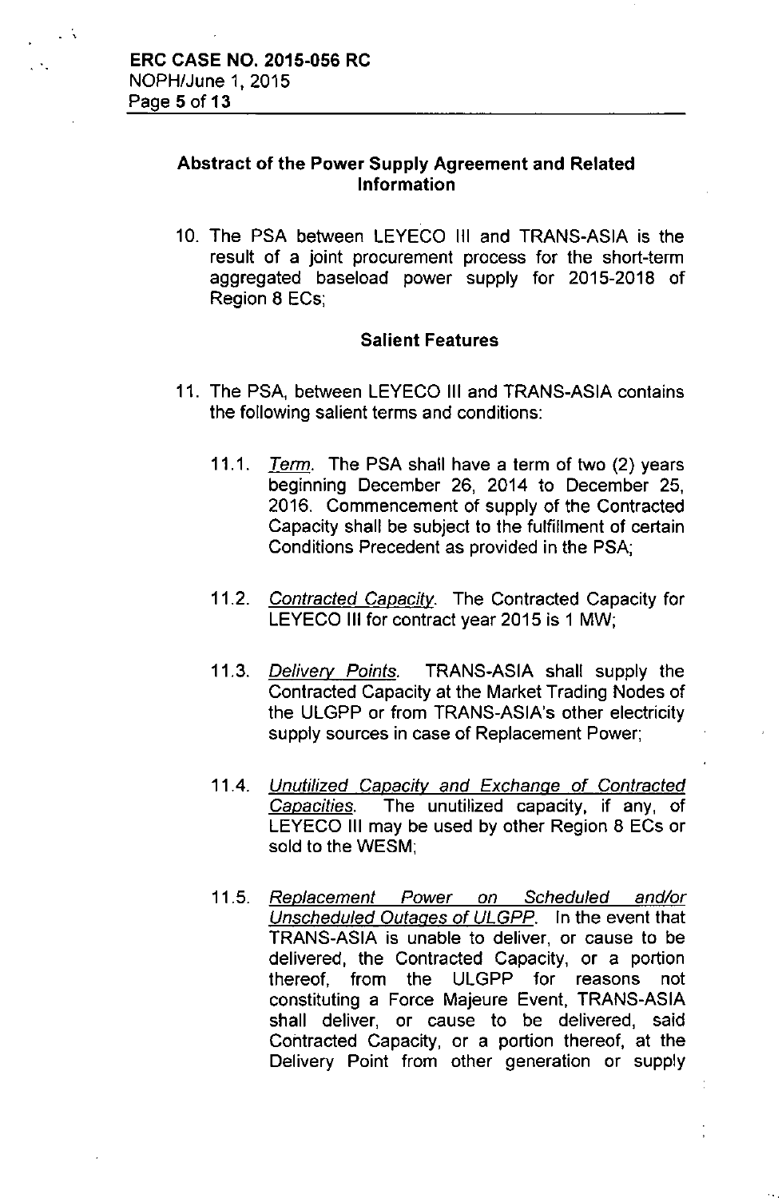## Abstract of the Power Supply Agreement and Related Information

10. The PSA between LEYECO III and TRANS-ASIA is the result of a joint procurement process for the short-term aggregated baseload power supply for 2015-2018 of Region 8 ECs;

### Salient Features

11. The PSA, between LEYECO III and TRANS-ASIA contains the following salient terms and conditions:

    11.1. *Term*. The PSA shall have a term of two (2) years beginning December 26, 2014 to December 25, 2016. Commencement of supply of the Contracted Capacity shall be subject to the fulfillment of certain Conditions Precedent as provided in the PSA;

    11.2. *Contracted Capacity*. The Contracted Capacity for LEYECO III for contract year 2015 is 1 MW;

    11.3. *Delivery Points*. TRANS-ASIA shall supply the Contracted Capacity at the Market Trading Nodes of the ULGPP or from TRANS-ASIA's other electricity supply sources in case of Replacement Power;

    11.4. *Unutilized Capacity and Exchange of Contracted Capacities*. The unutilized capacity, if any, of LEYECO III may be used by other Region 8 ECs or sold to the WESM;

    11.5. *Replacement Power on Scheduled and/or Unscheduled Outages of ULGPP*. In the event that TRANS-ASIA is unable to deliver, or cause to be delivered, the Contracted Capacity, or a portion thereof, from the ULGPP for reasons not constituting a Force Majeure Event, TRANS-ASIA shall deliver, or cause to be delivered, said Contracted Capacity, or a portion thereof, at the Delivery Point from other generation or supply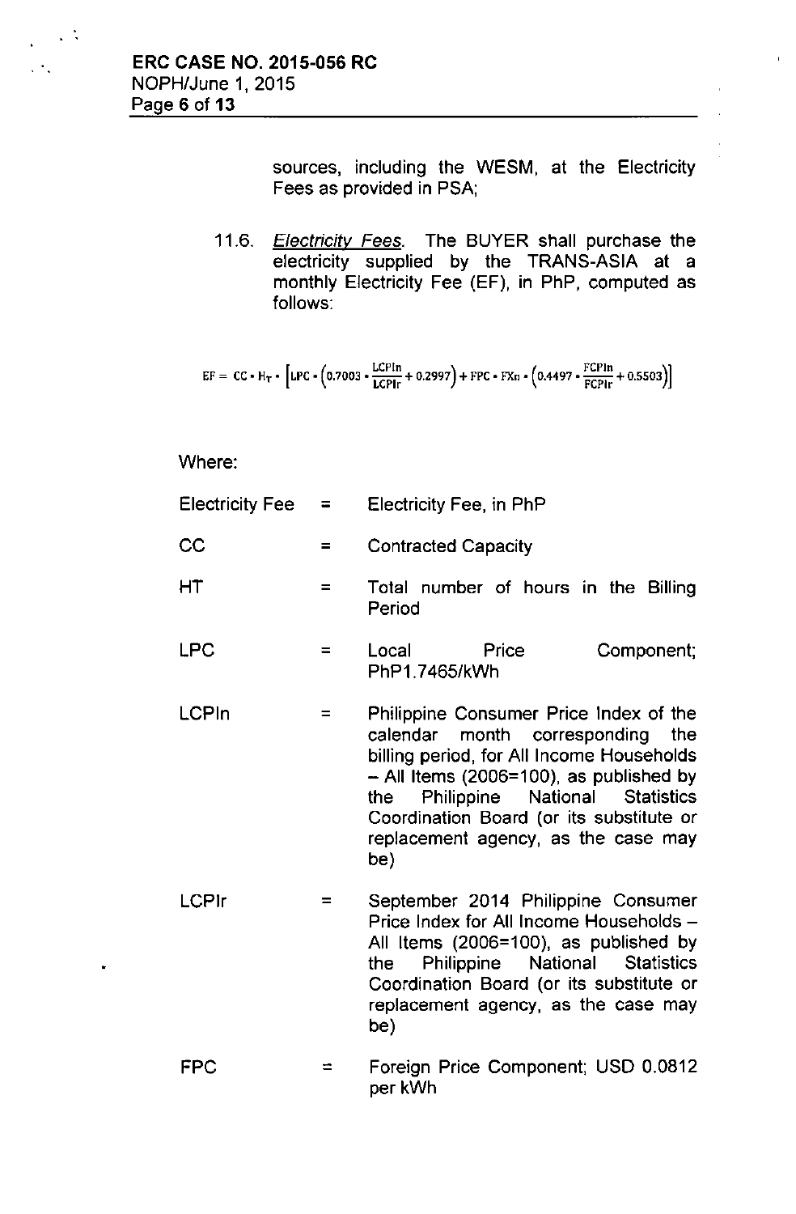sources, including the WESM, at the Electricity Fees as provided in PSA;

11.6. *Electricity Fees*. The BUYER shall purchase the electricity supplied by the TRANS-ASIA at a monthly Electricity Fee (EF), in PhP, computed as follows:

$$EF = CC \cdot H_T \cdot \left[ LPC \cdot \left( 0.7003 \cdot \frac{LCPIn}{LCPIr} + 0.2997 \right) + FPC \cdot FXn \cdot \left( 0.4497 \cdot \frac{FCPIn}{FCPIr} + 0.5503 \right) \right]$$

Where:

| | | |
|---|---|---|
| Electricity Fee | = | Electricity Fee, in PhP |
| CC | = | Contracted Capacity |
| HT | = | Total number of hours in the Billing Period |
| LPC | = | Local Price Component; PhP1.7465/kWh |
| LCPIn | = | Philippine Consumer Price Index of the calendar month corresponding the billing period, for All Income Households – All Items (2006=100), as published by the Philippine National Statistics Coordination Board (or its substitute or replacement agency, as the case may be) |
| LCPIr | = | September 2014 Philippine Consumer Price Index for All Income Households – All Items (2006=100), as published by the Philippine National Statistics Coordination Board (or its substitute or replacement agency, as the case may be) |
| FPC | = | Foreign Price Component; USD 0.0812 per kWh |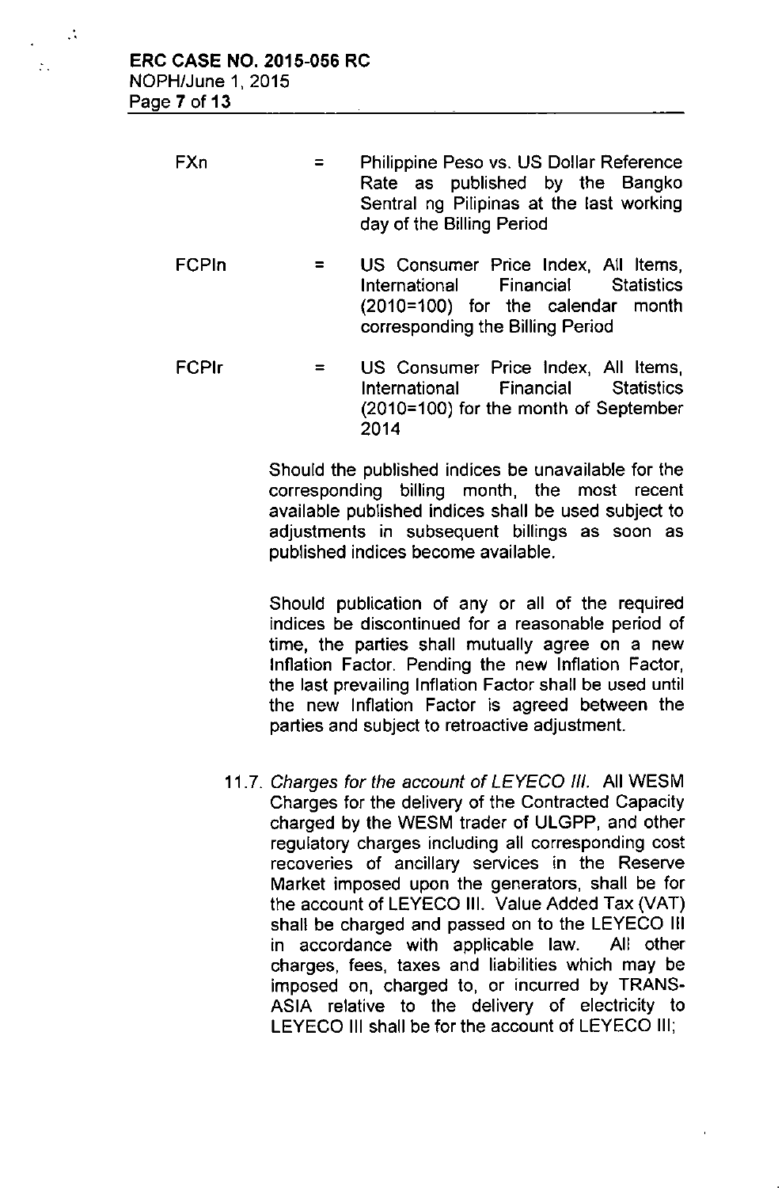| | | |
|---|---|---|
| $FX_n$ | = | Philippine Peso vs. US Dollar Reference Rate as published by the Bangko Sentral ng Pilipinas at the last working day of the Billing Period |
| $FCPI_n$ | = | US Consumer Price Index, All Items, International Financial Statistics (2010=100) for the calendar month corresponding the Billing Period |
| $FCPI_r$ | = | US Consumer Price Index, All Items, International Financial Statistics (2010=100) for the month of September 2014 |

Should the published indices be unavailable for the corresponding billing month, the most recent available published indices shall be used subject to adjustments in subsequent billings as soon as published indices become available.

Should publication of any or all of the required indices be discontinued for a reasonable period of time, the parties shall mutually agree on a new Inflation Factor. Pending the new Inflation Factor, the last prevailing Inflation Factor shall be used until the new Inflation Factor is agreed between the parties and subject to retroactive adjustment.

11.7. *Charges for the account of LEYECO III.* All WESM Charges for the delivery of the Contracted Capacity charged by the WESM trader of ULGPP, and other regulatory charges including all corresponding cost recoveries of ancillary services in the Reserve Market imposed upon the generators, shall be for the account of LEYECO III. Value Added Tax (VAT) shall be charged and passed on to the LEYECO III in accordance with applicable law. All other charges, fees, taxes and liabilities which may be imposed on, charged to, or incurred by TRANS-ASIA relative to the delivery of electricity to LEYECO III shall be for the account of LEYECO III;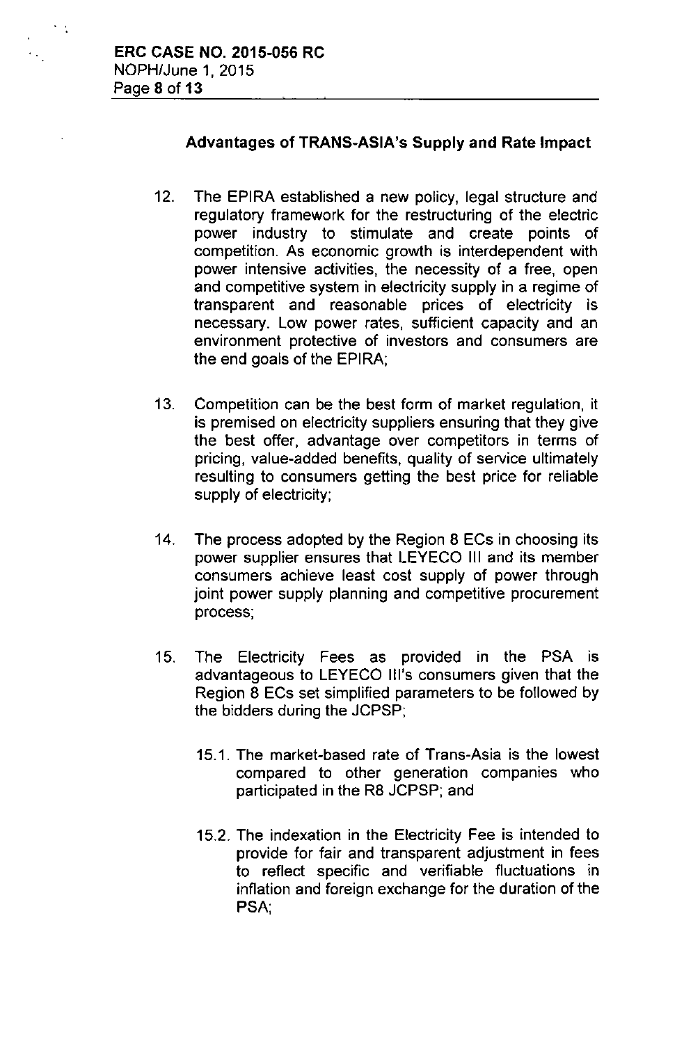### Advantages of TRANS-ASIA's Supply and Rate Impact

12. The EPIRA established a new policy, legal structure and regulatory framework for the restructuring of the electric power industry to stimulate and create points of competition. As economic growth is interdependent with power intensive activities, the necessity of a free, open and competitive system in electricity supply in a regime of transparent and reasonable prices of electricity is necessary. Low power rates, sufficient capacity and an environment protective of investors and consumers are the end goals of the EPIRA;

13. Competition can be the best form of market regulation, it is premised on electricity suppliers ensuring that they give the best offer, advantage over competitors in terms of pricing, value-added benefits, quality of service ultimately resulting to consumers getting the best price for reliable supply of electricity;

14. The process adopted by the Region 8 ECs in choosing its power supplier ensures that LEYECO III and its member consumers achieve least cost supply of power through joint power supply planning and competitive procurement process;

15. The Electricity Fees as provided in the PSA is advantageous to LEYECO III's consumers given that the Region 8 ECs set simplified parameters to be followed by the bidders during the JCPSP;

    15.1. The market-based rate of Trans-Asia is the lowest compared to other generation companies who participated in the R8 JCPSP; and

    15.2. The indexation in the Electricity Fee is intended to provide for fair and transparent adjustment in fees to reflect specific and verifiable fluctuations in inflation and foreign exchange for the duration of the PSA;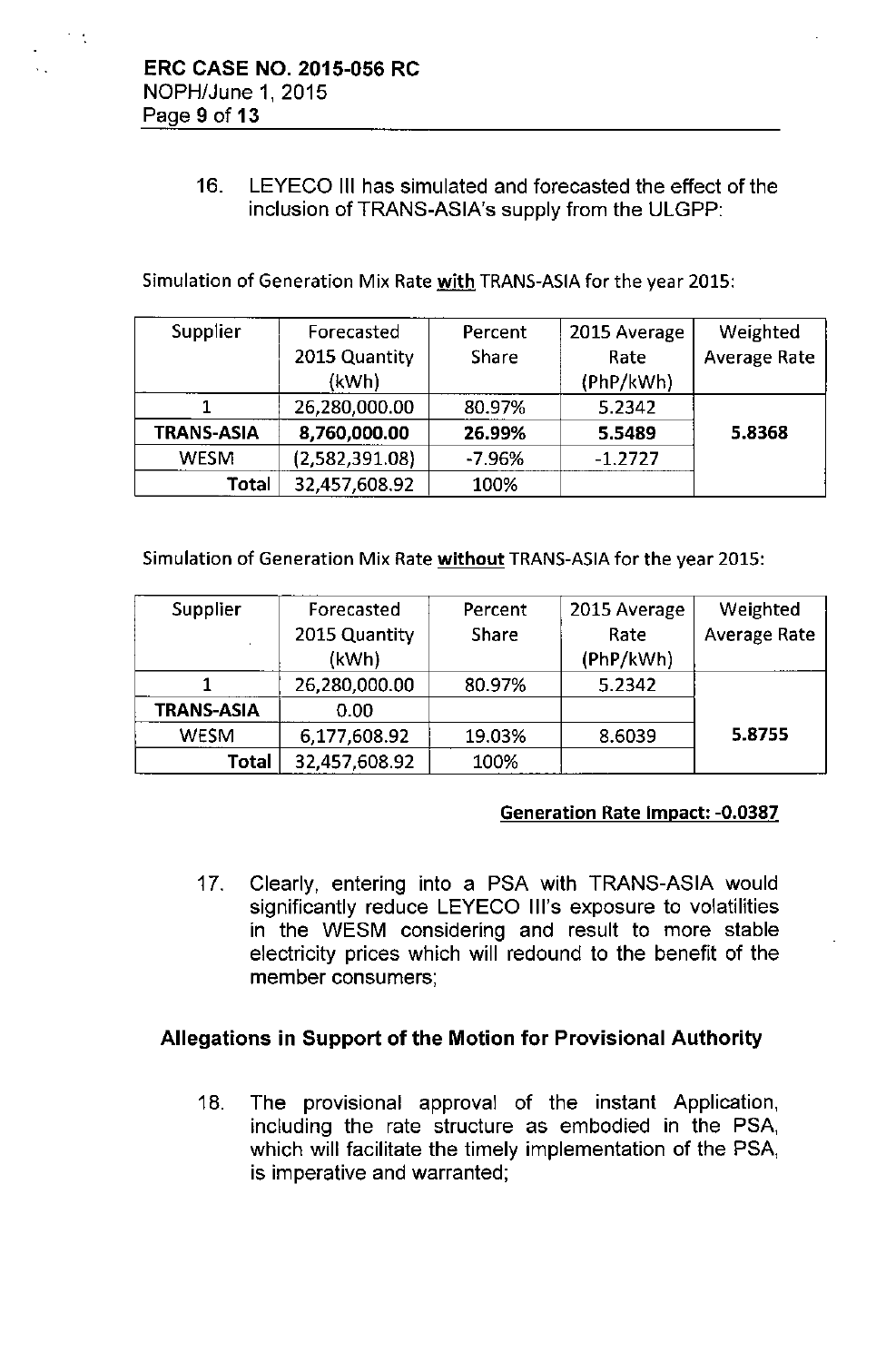16. LEYECO III has simulated and forecasted the effect of the inclusion of TRANS-ASIA's supply from the ULGPP:

Simulation of Generation Mix Rate **with** TRANS-ASIA for the year 2015:

| Supplier | Forecasted 2015 Quantity (kWh) | Percent Share | 2015 Average Rate (PhP/kWh) | Weighted Average Rate |
|---|---|---|---|---|
| 1 | 26,280,000.00 | 80.97% | 5.2342 | |
| **TRANS-ASIA** | **8,760,000.00** | **26.99%** | **5.5489** | **5.8368** |
| WESM | (2,582,391.08) | -7.96% | -1.2727 | |
| **Total** | 32,457,608.92 | 100% | | |

Simulation of Generation Mix Rate **without** TRANS-ASIA for the year 2015:

| Supplier | Forecasted 2015 Quantity (kWh) | Percent Share | 2015 Average Rate (PhP/kWh) | Weighted Average Rate |
|---|---|---|---|---|
| 1 | 26,280,000.00 | 80.97% | 5.2342 | |
| **TRANS-ASIA** | 0.00 | | | |
| WESM | 6,177,608.92 | 19.03% | 8.6039 | **5.8755** |
| **Total** | 32,457,608.92 | 100% | | |

**Generation Rate Impact: -0.0387**

17. Clearly, entering into a PSA with TRANS-ASIA would significantly reduce LEYECO III's exposure to volatilities in the WESM considering and result to more stable electricity prices which will redound to the benefit of the member consumers;

## Allegations in Support of the Motion for Provisional Authority

18. The provisional approval of the instant Application, including the rate structure as embodied in the PSA, which will facilitate the timely implementation of the PSA, is imperative and warranted;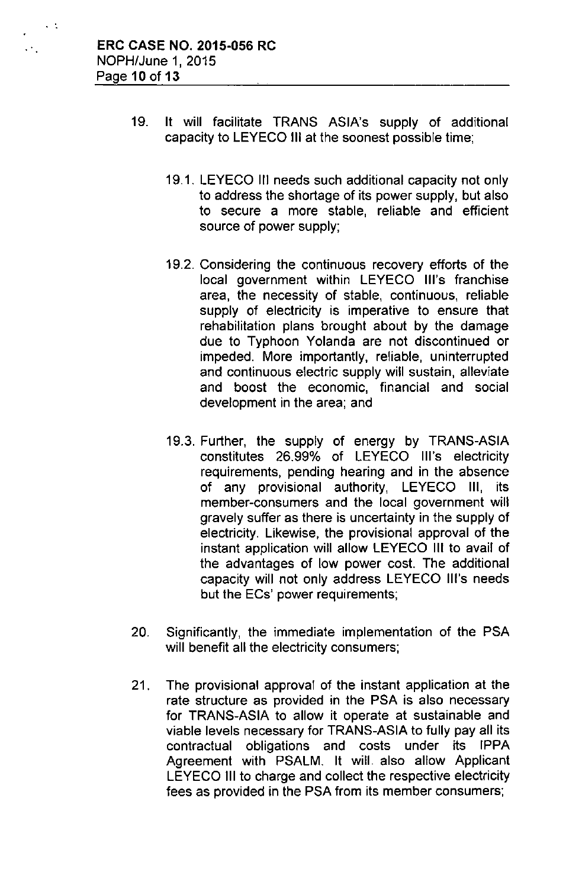19. It will facilitate TRANS ASIA's supply of additional capacity to LEYECO III at the soonest possible time;

    19.1. LEYECO III needs such additional capacity not only to address the shortage of its power supply, but also to secure a more stable, reliable and efficient source of power supply;

    19.2. Considering the continuous recovery efforts of the local government within LEYECO III's franchise area, the necessity of stable, continuous, reliable supply of electricity is imperative to ensure that rehabilitation plans brought about by the damage due to Typhoon Yolanda are not discontinued or impeded. More importantly, reliable, uninterrupted and continuous electric supply will sustain, alleviate and boost the economic, financial and social development in the area; and

    19.3. Further, the supply of energy by TRANS-ASIA constitutes 26.99% of LEYECO III's electricity requirements, pending hearing and in the absence of any provisional authority, LEYECO III, its member-consumers and the local government will gravely suffer as there is uncertainty in the supply of electricity. Likewise, the provisional approval of the instant application will allow LEYECO III to avail of the advantages of low power cost. The additional capacity will not only address LEYECO III's needs but the ECs' power requirements;

20. Significantly, the immediate implementation of the PSA will benefit all the electricity consumers;

21. The provisional approval of the instant application at the rate structure as provided in the PSA is also necessary for TRANS-ASIA to allow it operate at sustainable and viable levels necessary for TRANS-ASIA to fully pay all its contractual obligations and costs under its IPPA Agreement with PSALM. It will also allow Applicant LEYECO III to charge and collect the respective electricity fees as provided in the PSA from its member consumers;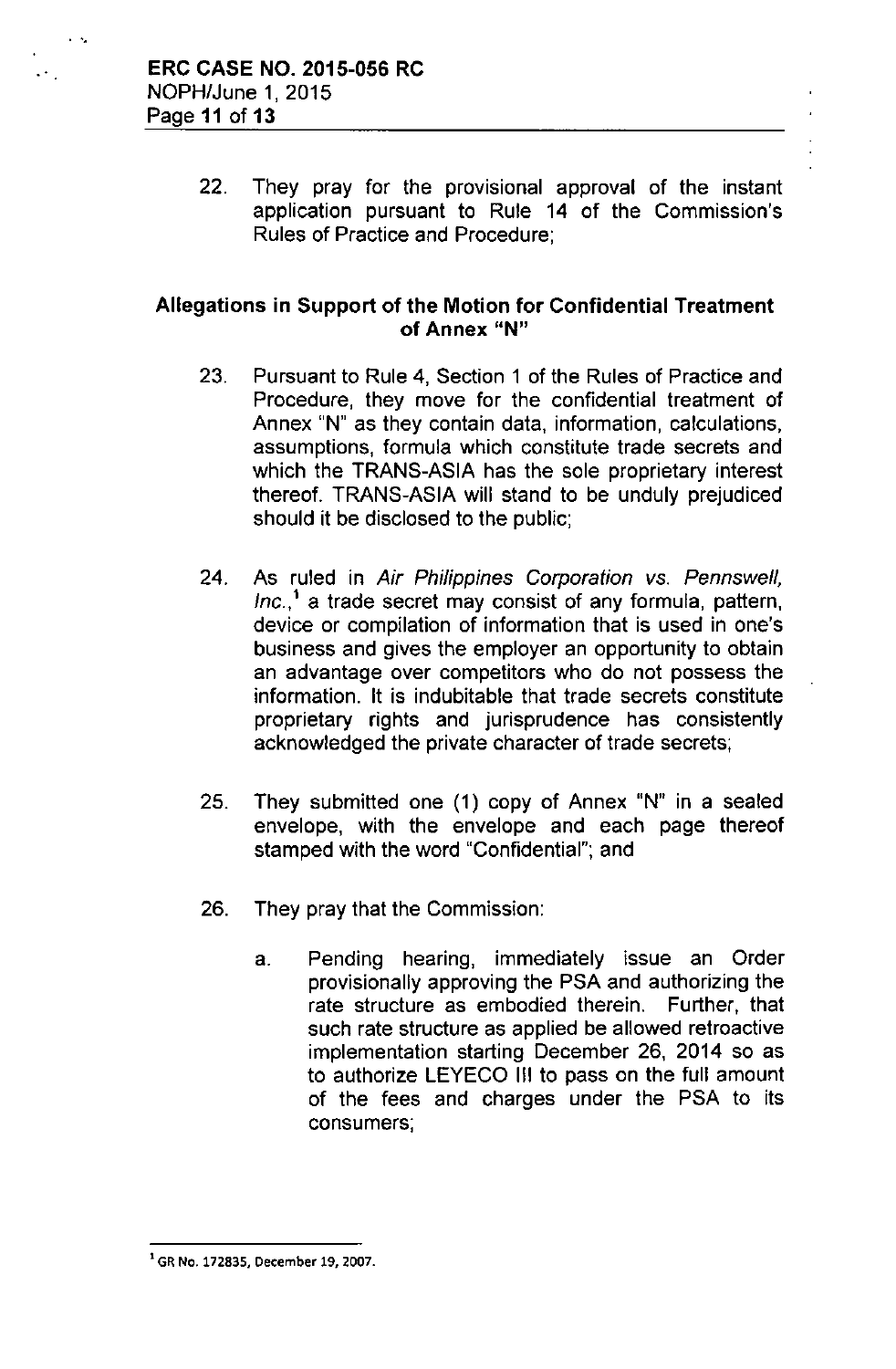22. They pray for the provisional approval of the instant application pursuant to Rule 14 of the Commission's Rules of Practice and Procedure;

## Allegations in Support of the Motion for Confidential Treatment of Annex "N"

23. Pursuant to Rule 4, Section 1 of the Rules of Practice and Procedure, they move for the confidential treatment of Annex "N" as they contain data, information, calculations, assumptions, formula which constitute trade secrets and which the TRANS-ASIA has the sole proprietary interest thereof. TRANS-ASIA will stand to be unduly prejudiced should it be disclosed to the public;

24. As ruled in *Air Philippines Corporation vs. Pennswell, Inc.*,[1] a trade secret may consist of any formula, pattern, device or compilation of information that is used in one's business and gives the employer an opportunity to obtain an advantage over competitors who do not possess the information. It is indubitable that trade secrets constitute proprietary rights and jurisprudence has consistently acknowledged the private character of trade secrets;

25. They submitted one (1) copy of Annex "N" in a sealed envelope, with the envelope and each page thereof stamped with the word "Confidential"; and

26. They pray that the Commission:

    a. Pending hearing, immediately issue an Order provisionally approving the PSA and authorizing the rate structure as embodied therein. Further, that such rate structure as applied be allowed retroactive implementation starting December 26, 2014 so as to authorize LEYECO III to pass on the full amount of the fees and charges under the PSA to its consumers;

---

[1] GR No. 172835, December 19, 2007.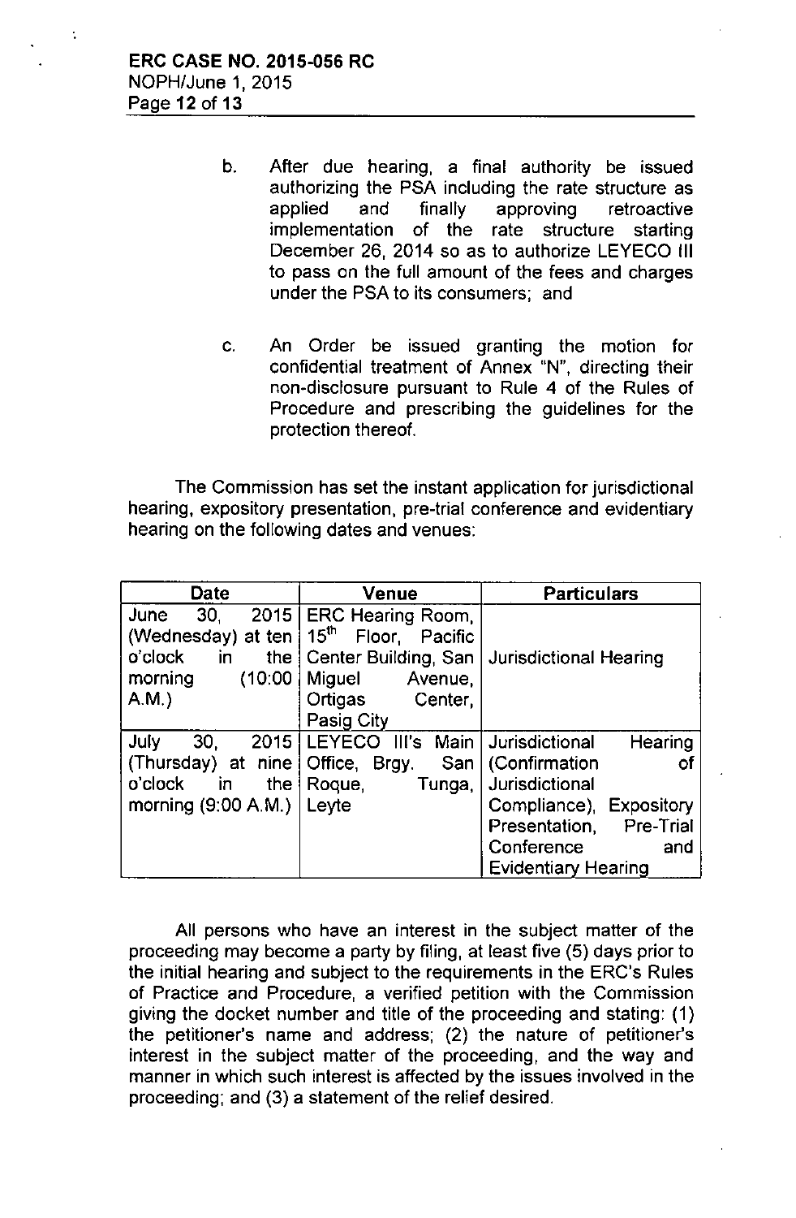b. After due hearing, a final authority be issued authorizing the PSA including the rate structure as applied and finally approving retroactive implementation of the rate structure starting December 26, 2014 so as to authorize LEYECO III to pass on the full amount of the fees and charges under the PSA to its consumers; and

c. An Order be issued granting the motion for confidential treatment of Annex "N", directing their non-disclosure pursuant to Rule 4 of the Rules of Procedure and prescribing the guidelines for the protection thereof.

The Commission has set the instant application for jurisdictional hearing, expository presentation, pre-trial conference and evidentiary hearing on the following dates and venues:

| Date | Venue | Particulars |
| --- | --- | --- |
| June 30, 2015 (Wednesday) at ten o'clock in the morning (10:00 A.M.) | ERC Hearing Room, 15th Floor, Pacific Center Building, San Miguel Avenue, Ortigas Center, Pasig City | Jurisdictional Hearing |
| July 30, 2015 (Thursday) at nine o'clock in the morning (9:00 A.M.) | LEYECO III's Main Office, Brgy. San Roque, Tunga, Leyte | Jurisdictional Hearing (Confirmation of Jurisdictional Compliance), Expository Presentation, Pre-Trial Conference and Evidentiary Hearing |

All persons who have an interest in the subject matter of the proceeding may become a party by filing, at least five (5) days prior to the initial hearing and subject to the requirements in the ERC's Rules of Practice and Procedure, a verified petition with the Commission giving the docket number and title of the proceeding and stating: (1) the petitioner's name and address; (2) the nature of petitioner's interest in the subject matter of the proceeding, and the way and manner in which such interest is affected by the issues involved in the proceeding; and (3) a statement of the relief desired.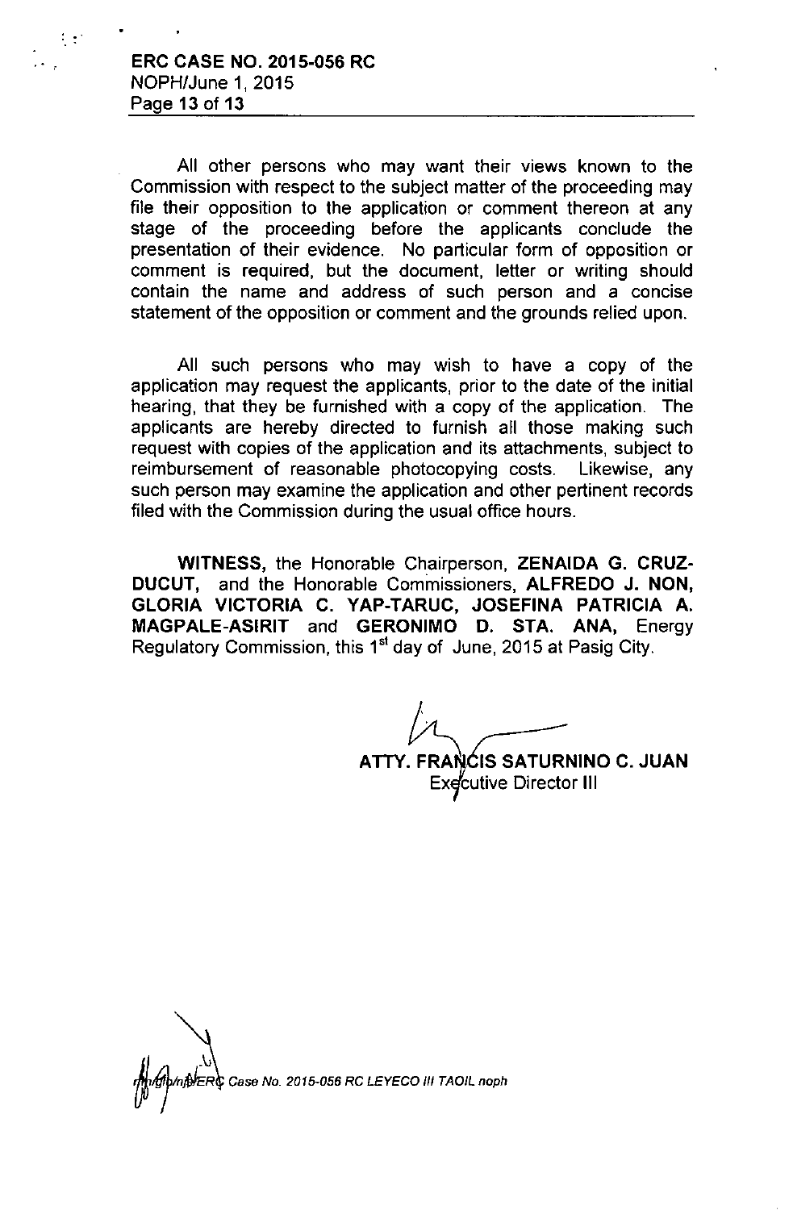All other persons who may want their views known to the Commission with respect to the subject matter of the proceeding may file their opposition to the application or comment thereon at any stage of the proceeding before the applicants conclude the presentation of their evidence. No particular form of opposition or comment is required, but the document, letter or writing should contain the name and address of such person and a concise statement of the opposition or comment and the grounds relied upon.

All such persons who may wish to have a copy of the application may request the applicants, prior to the date of the initial hearing, that they be furnished with a copy of the application. The applicants are hereby directed to furnish all those making such request with copies of the application and its attachments, subject to reimbursement of reasonable photocopying costs. Likewise, any such person may examine the application and other pertinent records filed with the Commission during the usual office hours.

**WITNESS,** the Honorable Chairperson, **ZENAIDA G. CRUZ-DUCUT,** and the Honorable Commissioners, **ALFREDO J. NON, GLORIA VICTORIA C. YAP-TARUC, JOSEFINA PATRICIA A. MAGPALE-ASIRIT** and **GERONIMO D. STA. ANA,** Energy Regulatory Commission, this 1st day of June, 2015 at Pasig City.

**ATTY. FRANCIS SATURNINO C. JUAN**
Executive Director III

*mh/gfb/njb/ERC Case No. 2015-056 RC LEYECO III TAOIL noph*